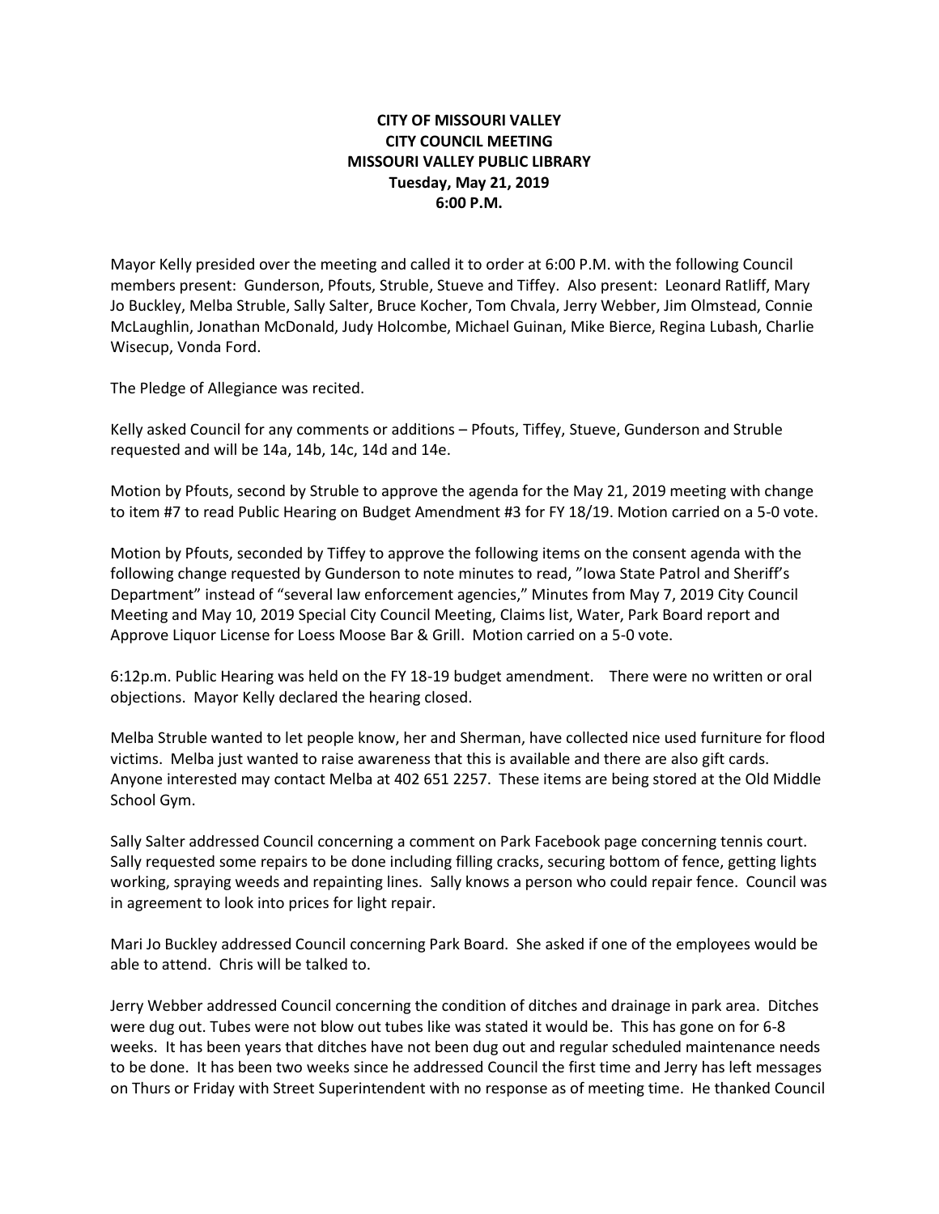**CITY OF MISSOURI VALLEY**
**CITY COUNCIL MEETING**
**MISSOURI VALLEY PUBLIC LIBRARY**
**Tuesday, May 21, 2019**
**6:00 P.M.**

Mayor Kelly presided over the meeting and called it to order at 6:00 P.M. with the following Council members present: Gunderson, Pfouts, Struble, Stueve and Tiffey. Also present: Leonard Ratliff, Mary Jo Buckley, Melba Struble, Sally Salter, Bruce Kocher, Tom Chvala, Jerry Webber, Jim Olmstead, Connie McLaughlin, Jonathan McDonald, Judy Holcombe, Michael Guinan, Mike Bierce, Regina Lubash, Charlie Wisecup, Vonda Ford.

The Pledge of Allegiance was recited.

Kelly asked Council for any comments or additions – Pfouts, Tiffey, Stueve, Gunderson and Struble requested and will be 14a, 14b, 14c, 14d and 14e.

Motion by Pfouts, second by Struble to approve the agenda for the May 21, 2019 meeting with change to item #7 to read Public Hearing on Budget Amendment #3 for FY 18/19. Motion carried on a 5-0 vote.

Motion by Pfouts, seconded by Tiffey to approve the following items on the consent agenda with the following change requested by Gunderson to note minutes to read, "Iowa State Patrol and Sheriff's Department" instead of "several law enforcement agencies," Minutes from May 7, 2019 City Council Meeting and May 10, 2019 Special City Council Meeting, Claims list, Water, Park Board report and Approve Liquor License for Loess Moose Bar & Grill. Motion carried on a 5-0 vote.

6:12p.m. Public Hearing was held on the FY 18-19 budget amendment. There were no written or oral objections. Mayor Kelly declared the hearing closed.

Melba Struble wanted to let people know, her and Sherman, have collected nice used furniture for flood victims. Melba just wanted to raise awareness that this is available and there are also gift cards. Anyone interested may contact Melba at 402 651 2257. These items are being stored at the Old Middle School Gym.

Sally Salter addressed Council concerning a comment on Park Facebook page concerning tennis court. Sally requested some repairs to be done including filling cracks, securing bottom of fence, getting lights working, spraying weeds and repainting lines. Sally knows a person who could repair fence. Council was in agreement to look into prices for light repair.

Mari Jo Buckley addressed Council concerning Park Board. She asked if one of the employees would be able to attend. Chris will be talked to.

Jerry Webber addressed Council concerning the condition of ditches and drainage in park area. Ditches were dug out. Tubes were not blow out tubes like was stated it would be. This has gone on for 6-8 weeks. It has been years that ditches have not been dug out and regular scheduled maintenance needs to be done. It has been two weeks since he addressed Council the first time and Jerry has left messages on Thurs or Friday with Street Superintendent with no response as of meeting time. He thanked Council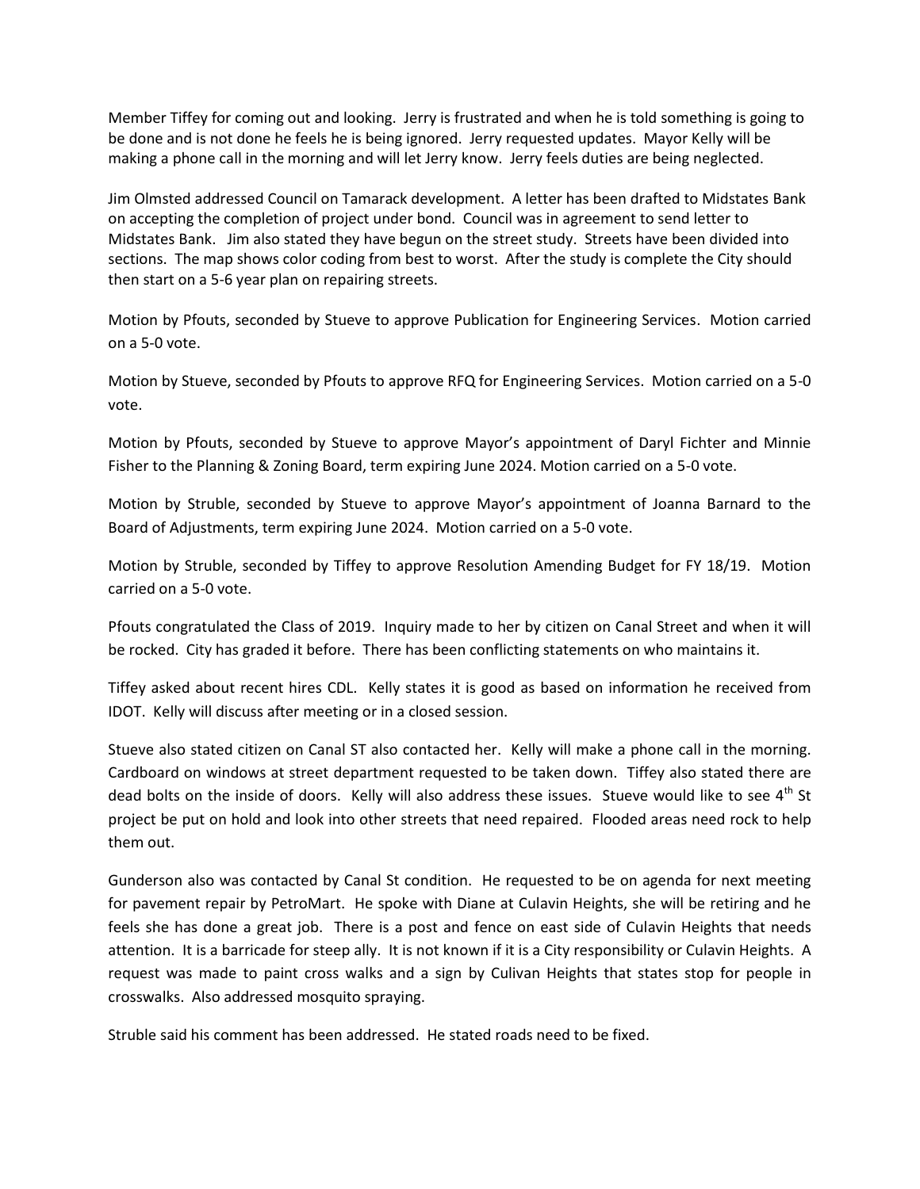Member Tiffey for coming out and looking. Jerry is frustrated and when he is told something is going to be done and is not done he feels he is being ignored. Jerry requested updates. Mayor Kelly will be making a phone call in the morning and will let Jerry know. Jerry feels duties are being neglected.

Jim Olmsted addressed Council on Tamarack development. A letter has been drafted to Midstates Bank on accepting the completion of project under bond. Council was in agreement to send letter to Midstates Bank. Jim also stated they have begun on the street study. Streets have been divided into sections. The map shows color coding from best to worst. After the study is complete the City should then start on a 5-6 year plan on repairing streets.

Motion by Pfouts, seconded by Stueve to approve Publication for Engineering Services. Motion carried on a 5-0 vote.

Motion by Stueve, seconded by Pfouts to approve RFQ for Engineering Services. Motion carried on a 5-0 vote.

Motion by Pfouts, seconded by Stueve to approve Mayor's appointment of Daryl Fichter and Minnie Fisher to the Planning & Zoning Board, term expiring June 2024. Motion carried on a 5-0 vote.

Motion by Struble, seconded by Stueve to approve Mayor's appointment of Joanna Barnard to the Board of Adjustments, term expiring June 2024. Motion carried on a 5-0 vote.

Motion by Struble, seconded by Tiffey to approve Resolution Amending Budget for FY 18/19. Motion carried on a 5-0 vote.

Pfouts congratulated the Class of 2019. Inquiry made to her by citizen on Canal Street and when it will be rocked. City has graded it before. There has been conflicting statements on who maintains it.

Tiffey asked about recent hires CDL. Kelly states it is good as based on information he received from IDOT. Kelly will discuss after meeting or in a closed session.

Stueve also stated citizen on Canal ST also contacted her. Kelly will make a phone call in the morning. Cardboard on windows at street department requested to be taken down. Tiffey also stated there are dead bolts on the inside of doors. Kelly will also address these issues. Stueve would like to see 4th St project be put on hold and look into other streets that need repaired. Flooded areas need rock to help them out.

Gunderson also was contacted by Canal St condition. He requested to be on agenda for next meeting for pavement repair by PetroMart. He spoke with Diane at Culavin Heights, she will be retiring and he feels she has done a great job. There is a post and fence on east side of Culavin Heights that needs attention. It is a barricade for steep ally. It is not known if it is a City responsibility or Culavin Heights. A request was made to paint cross walks and a sign by Culivan Heights that states stop for people in crosswalks. Also addressed mosquito spraying.

Struble said his comment has been addressed. He stated roads need to be fixed.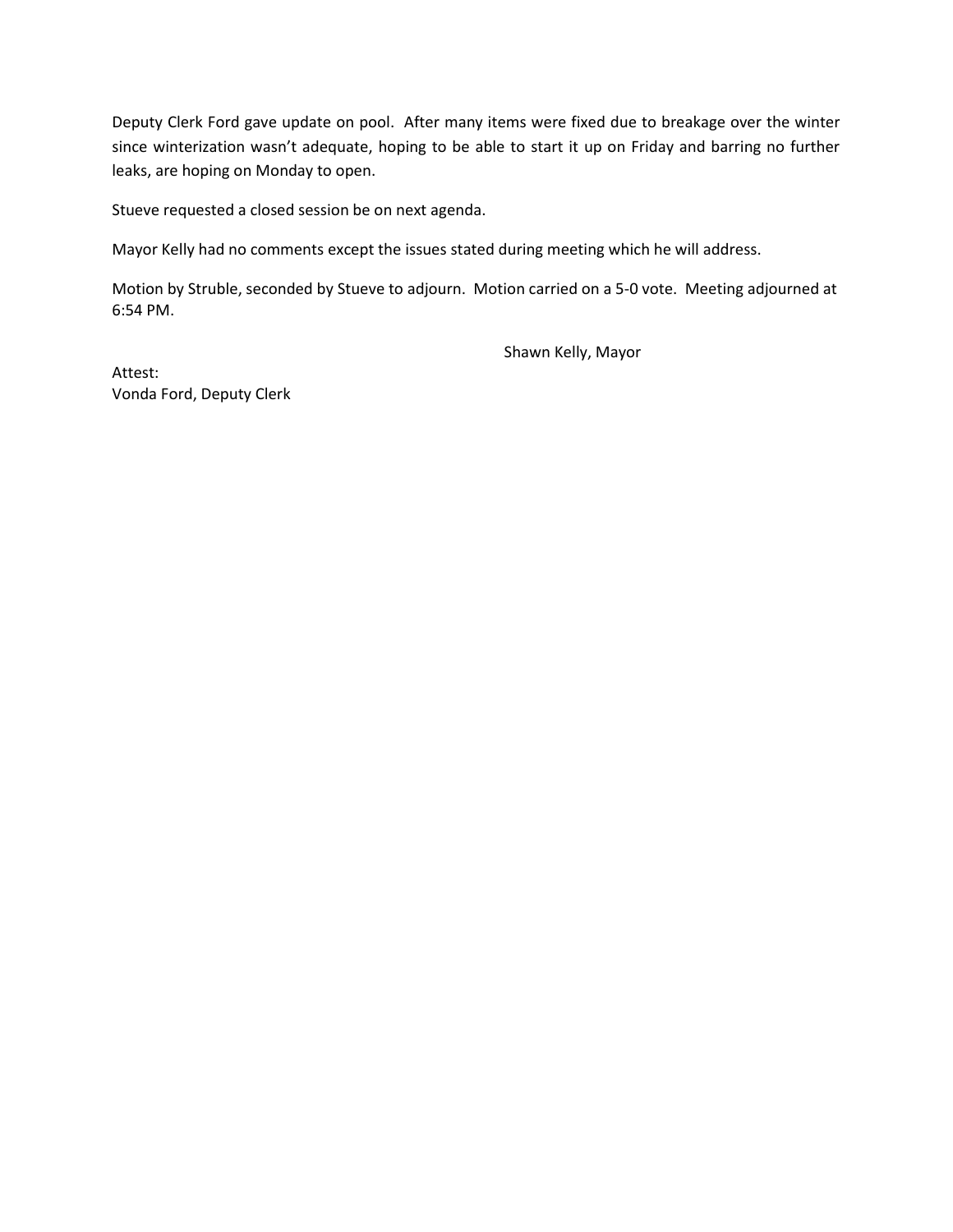Deputy Clerk Ford gave update on pool. After many items were fixed due to breakage over the winter since winterization wasn't adequate, hoping to be able to start it up on Friday and barring no further leaks, are hoping on Monday to open.

Stueve requested a closed session be on next agenda.

Mayor Kelly had no comments except the issues stated during meeting which he will address.

Motion by Struble, seconded by Stueve to adjourn. Motion carried on a 5-0 vote. Meeting adjourned at 6:54 PM.

Shawn Kelly, Mayor

Attest:
Vonda Ford, Deputy Clerk